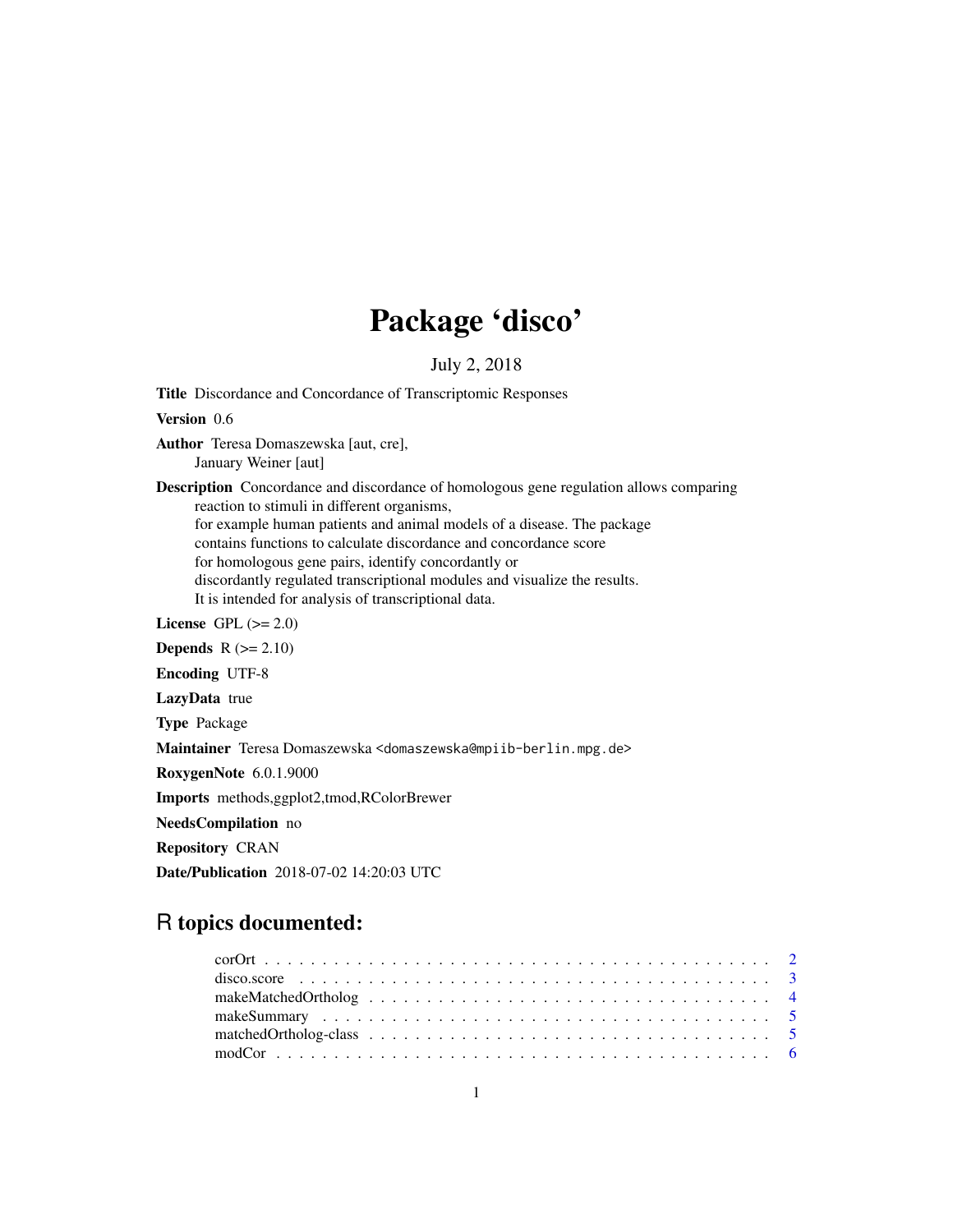# Package 'disco'

July 2, 2018

**Title** Discordance and Concordance of Transcriptomic Responses

**Version** 0.6

**Author** Teresa Domaszewska [aut, cre],
January Weiner [aut]

**Description** Concordance and discordance of homologous gene regulation allows comparing reaction to stimuli in different organisms,
for example human patients and animal models of a disease. The package contains functions to calculate discordance and concordance score for homologous gene pairs, identify concordantly or discordantly regulated transcriptional modules and visualize the results.
It is intended for analysis of transcriptional data.

**License** GPL (>= 2.0)

**Depends** R (>= 2.10)

**Encoding** UTF-8

**LazyData** true

**Type** Package

**Maintainer** Teresa Domaszewska <domaszewska@mpiib-berlin.mpg.de>

**RoxygenNote** 6.0.1.9000

**Imports** methods,ggplot2,tmod,RColorBrewer

**NeedsCompilation** no

**Repository** CRAN

**Date/Publication** 2018-07-02 14:20:03 UTC

## R topics documented:

- corOrt . . . . . . . . . . . . . . . . . . . . . . . . . . . . . . . . . . . . . . . . . . 2
- disco.score . . . . . . . . . . . . . . . . . . . . . . . . . . . . . . . . . . . . . . . 3
- makeMatchedOrtholog . . . . . . . . . . . . . . . . . . . . . . . . . . . . . . . . . 4
- makeSummary . . . . . . . . . . . . . . . . . . . . . . . . . . . . . . . . . . . . . 5
- matchedOrtholog-class . . . . . . . . . . . . . . . . . . . . . . . . . . . . . . . . 5
- modCor . . . . . . . . . . . . . . . . . . . . . . . . . . . . . . . . . . . . . . . . . 6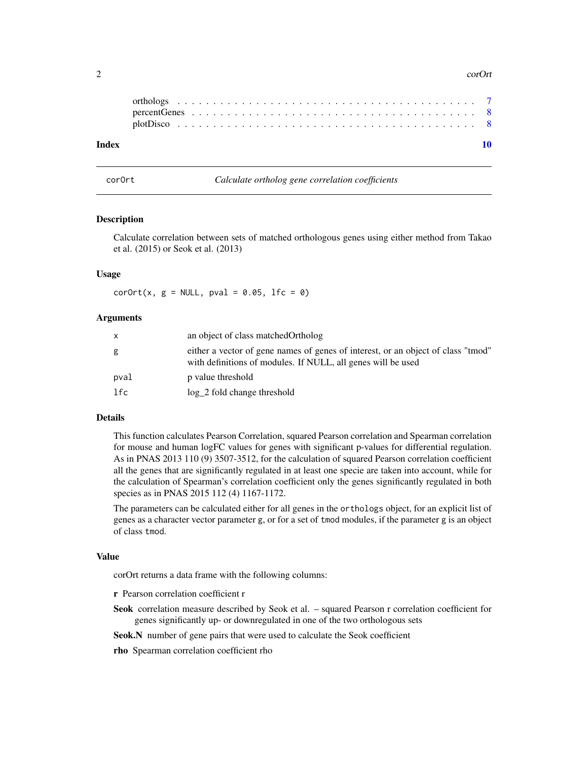orthologs . . . . . . . . . . . . . . . . . . . . . . . . . . . . . . . . . . . . . 7
percentGenes . . . . . . . . . . . . . . . . . . . . . . . . . . . . . . . . . . . . 8
plotDisco . . . . . . . . . . . . . . . . . . . . . . . . . . . . . . . . . . . . . 8

**Index** **10**

---

## corOrt — *Calculate ortholog gene correlation coefficients*

### Description

Calculate correlation between sets of matched orthologous genes using either method from Takao et al. (2015) or Seok et al. (2013)

### Usage

```
corOrt(x, g = NULL, pval = 0.05, lfc = 0)
```

### Arguments

| | |
|---|---|
| `x` | an object of class matchedOrtholog |
| `g` | either a vector of gene names of genes of interest, or an object of class "tmod" with definitions of modules. If NULL, all genes will be used |
| `pval` | p value threshold |
| `lfc` | log_2 fold change threshold |

### Details

This function calculates Pearson Correlation, squared Pearson correlation and Spearman correlation for mouse and human logFC values for genes with significant p-values for differential regulation. As in PNAS 2013 110 (9) 3507-3512, for the calculation of squared Pearson correlation coefficient all the genes that are significantly regulated in at least one specie are taken into account, while for the calculation of Spearman's correlation coefficient only the genes significantly regulated in both species as in PNAS 2015 112 (4) 1167-1172.

The parameters can be calculated either for all genes in the `orthologs` object, for an explicit list of genes as a character vector parameter `g`, or for a set of `tmod` modules, if the parameter `g` is an object of class `tmod`.

### Value

corOrt returns a data frame with the following columns:

**r** Pearson correlation coefficient r

**Seok** correlation measure described by Seok et al. – squared Pearson r correlation coefficient for genes significantly up- or downregulated in one of the two orthologous sets

**Seok.N** number of gene pairs that were used to calculate the Seok coefficient

**rho** Spearman correlation coefficient rho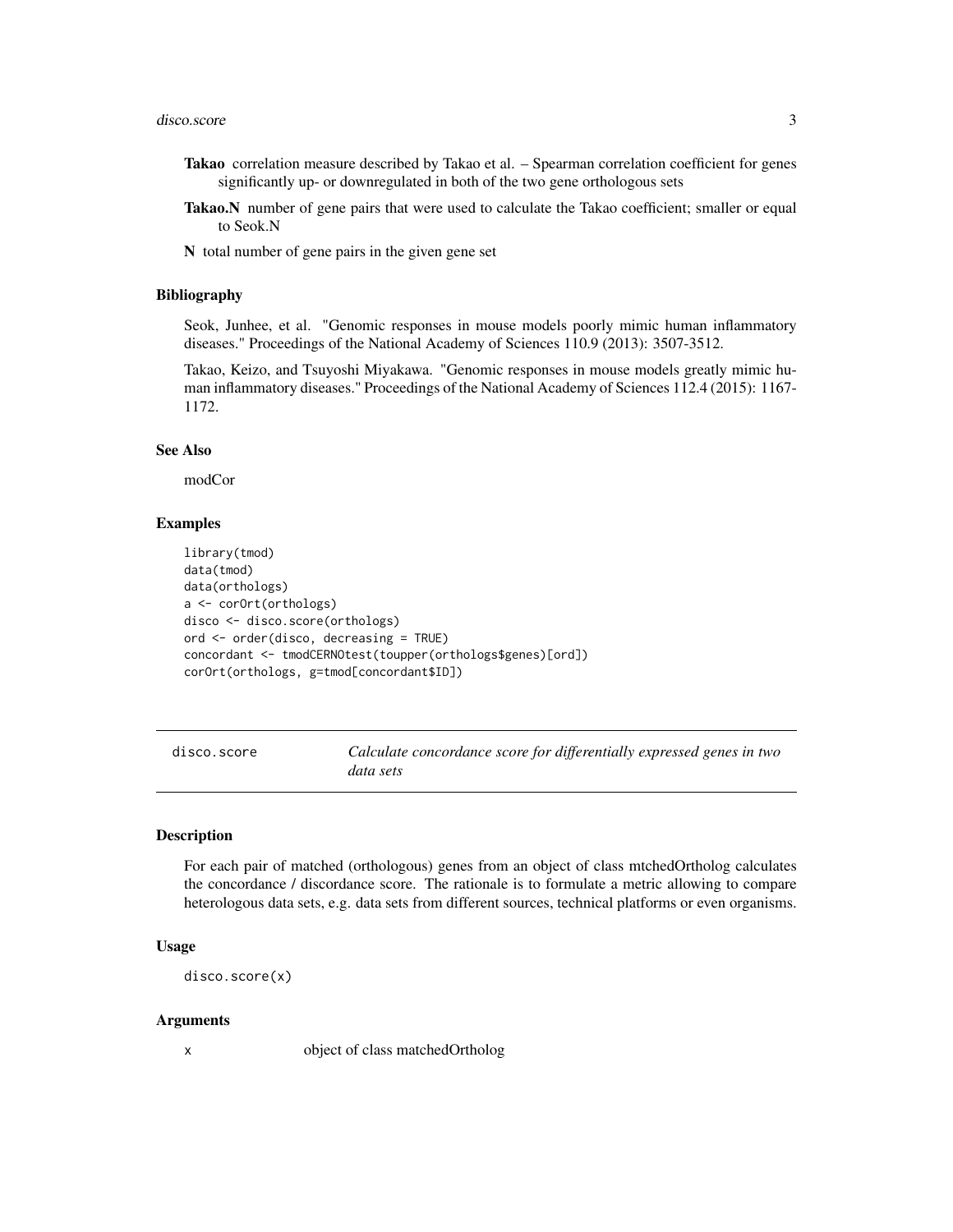**Takao** correlation measure described by Takao et al. – Spearman correlation coefficient for genes significantly up- or downregulated in both of the two gene orthologous sets

**Takao.N** number of gene pairs that were used to calculate the Takao coefficient; smaller or equal to Seok.N

**N** total number of gene pairs in the given gene set

### Bibliography

Seok, Junhee, et al. "Genomic responses in mouse models poorly mimic human inflammatory diseases." Proceedings of the National Academy of Sciences 110.9 (2013): 3507-3512.

Takao, Keizo, and Tsuyoshi Miyakawa. "Genomic responses in mouse models greatly mimic human inflammatory diseases." Proceedings of the National Academy of Sciences 112.4 (2015): 1167-1172.

### See Also

modCor

### Examples

```
library(tmod)
data(tmod)
data(orthologs)
a <- corOrt(orthologs)
disco <- disco.score(orthologs)
ord <- order(disco, decreasing = TRUE)
concordant <- tmodCERNOtest(toupper(orthologs$genes)[ord])
corOrt(orthologs, g=tmod[concordant$ID])
```

---

## disco.score *Calculate concordance score for differentially expressed genes in two data sets*

### Description

For each pair of matched (orthologous) genes from an object of class mtchedOrtholog calculates the concordance / discordance score. The rationale is to formulate a metric allowing to compare heterologous data sets, e.g. data sets from different sources, technical platforms or even organisms.

### Usage

```
disco.score(x)
```

### Arguments

| | |
|---|---|
| x | object of class matchedOrtholog |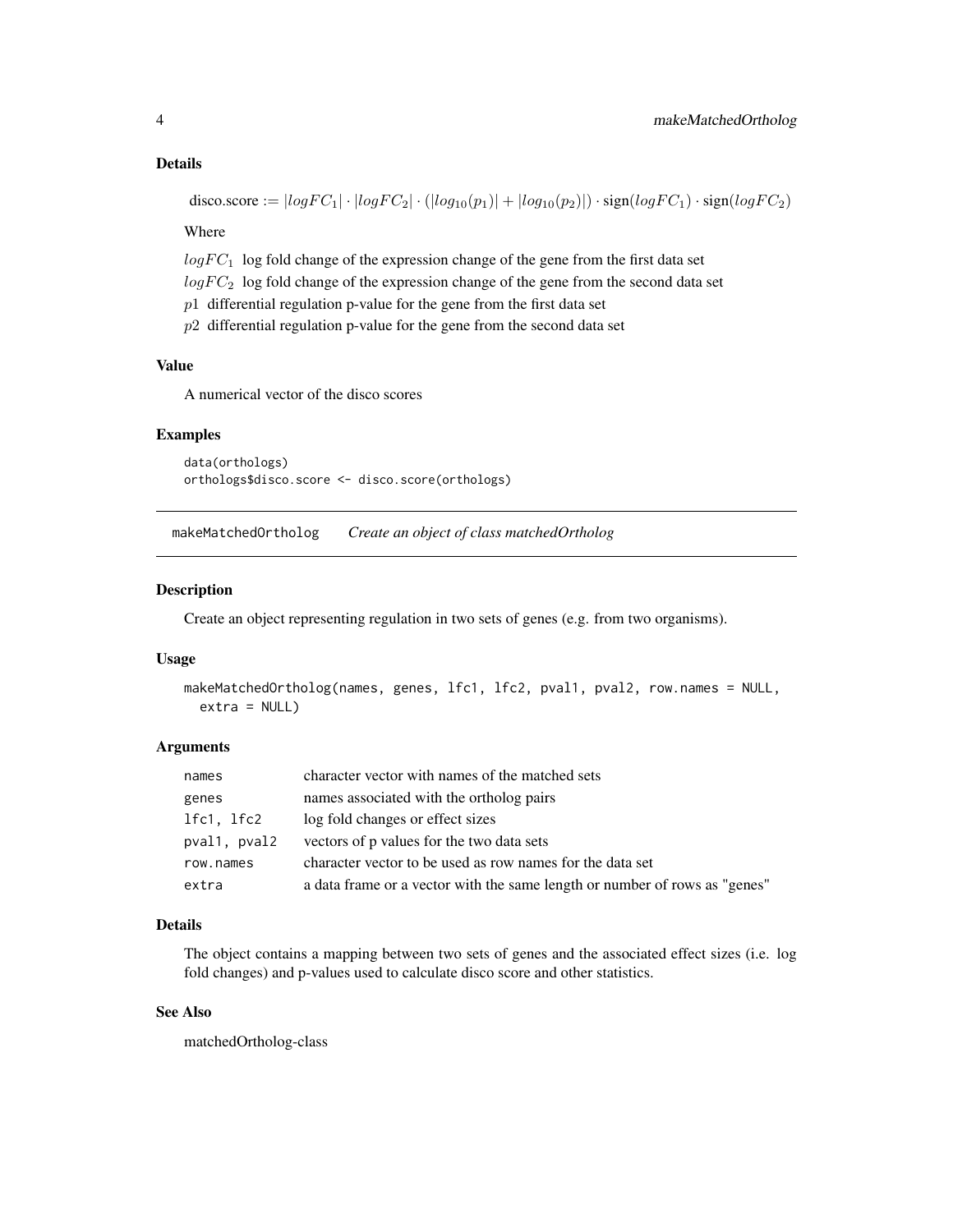### Details

$$\text{disco.score} := |logFC_1| \cdot |logFC_2| \cdot (|log_{10}(p_1)| + |log_{10}(p_2)|) \cdot \text{sign}(logFC_1) \cdot \text{sign}(logFC_2)$$

Where

$logFC_1$ log fold change of the expression change of the gene from the first data set

$logFC_2$ log fold change of the expression change of the gene from the second data set

$p1$ differential regulation p-value for the gene from the first data set

$p2$ differential regulation p-value for the gene from the second data set

### Value

A numerical vector of the disco scores

### Examples

```
data(orthologs)
orthologs$disco.score <- disco.score(orthologs)
```

## makeMatchedOrtholog *Create an object of class matchedOrtholog*

### Description

Create an object representing regulation in two sets of genes (e.g. from two organisms).

### Usage

```
makeMatchedOrtholog(names, genes, lfc1, lfc2, pval1, pval2, row.names = NULL,
  extra = NULL)
```

### Arguments

| | |
|---|---|
| names | character vector with names of the matched sets |
| genes | names associated with the ortholog pairs |
| lfc1, lfc2 | log fold changes or effect sizes |
| pval1, pval2 | vectors of p values for the two data sets |
| row.names | character vector to be used as row names for the data set |
| extra | a data frame or a vector with the same length or number of rows as "genes" |

### Details

The object contains a mapping between two sets of genes and the associated effect sizes (i.e. log fold changes) and p-values used to calculate disco score and other statistics.

### See Also

matchedOrtholog-class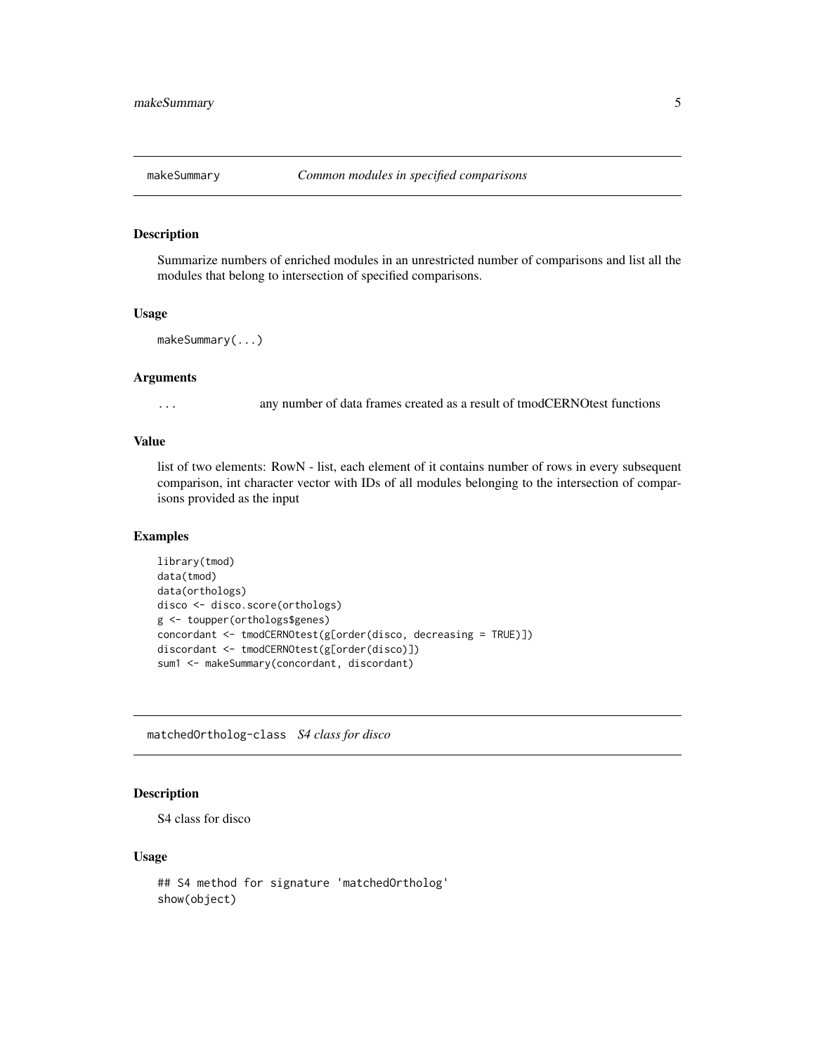## makeSummary *Common modules in specified comparisons*

### Description

Summarize numbers of enriched modules in an unrestricted number of comparisons and list all the modules that belong to intersection of specified comparisons.

### Usage

```
makeSummary(...)
```

### Arguments

| | |
|---|---|
| ... | any number of data frames created as a result of tmodCERNOtest functions |

### Value

list of two elements: RowN - list, each element of it contains number of rows in every subsequent comparison, int character vector with IDs of all modules belonging to the intersection of comparisons provided as the input

### Examples

```
library(tmod)
data(tmod)
data(orthologs)
disco <- disco.score(orthologs)
g <- toupper(orthologs$genes)
concordant <- tmodCERNOtest(g[order(disco, decreasing = TRUE)])
discordant <- tmodCERNOtest(g[order(disco)])
sum1 <- makeSummary(concordant, discordant)
```

## matchedOrtholog-class *S4 class for disco*

### Description

S4 class for disco

### Usage

```
## S4 method for signature 'matchedOrtholog'
show(object)
```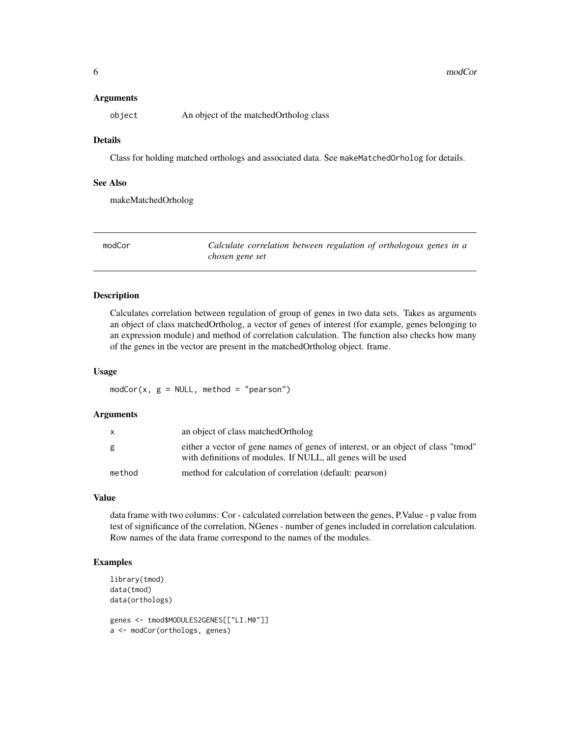### Arguments

| | |
|---|---|
| object | An object of the matchedOrtholog class |

### Details

Class for holding matched orthologs and associated data. See makeMatchedOrholog for details.

### See Also

makeMatchedOrholog

---

## modCor — *Calculate correlation between regulation of orthologous genes in a chosen gene set*

---

### Description

Calculates correlation between regulation of group of genes in two data sets. Takes as arguments an object of class matchedOrtholog, a vector of genes of interest (for example, genes belonging to an expression module) and method of correlation calculation. The function also checks how many of the genes in the vector are present in the matchedOrtholog object. frame.

### Usage

```
modCor(x, g = NULL, method = "pearson")
```

### Arguments

| | |
|---|---|
| x | an object of class matchedOrtholog |
| g | either a vector of gene names of genes of interest, or an object of class "tmod" with definitions of modules. If NULL, all genes will be used |
| method | method for calculation of correlation (default: pearson) |

### Value

data frame with two columns: Cor - calculated correlation between the genes, P.Value - p value from test of significance of the correlation, NGenes - number of genes included in correlation calculation. Row names of the data frame correspond to the names of the modules.

### Examples

```
library(tmod)
data(tmod)
data(orthologs)

genes <- tmod$MODULES2GENES[["LI.M0"]]
a <- modCor(orthologs, genes)
```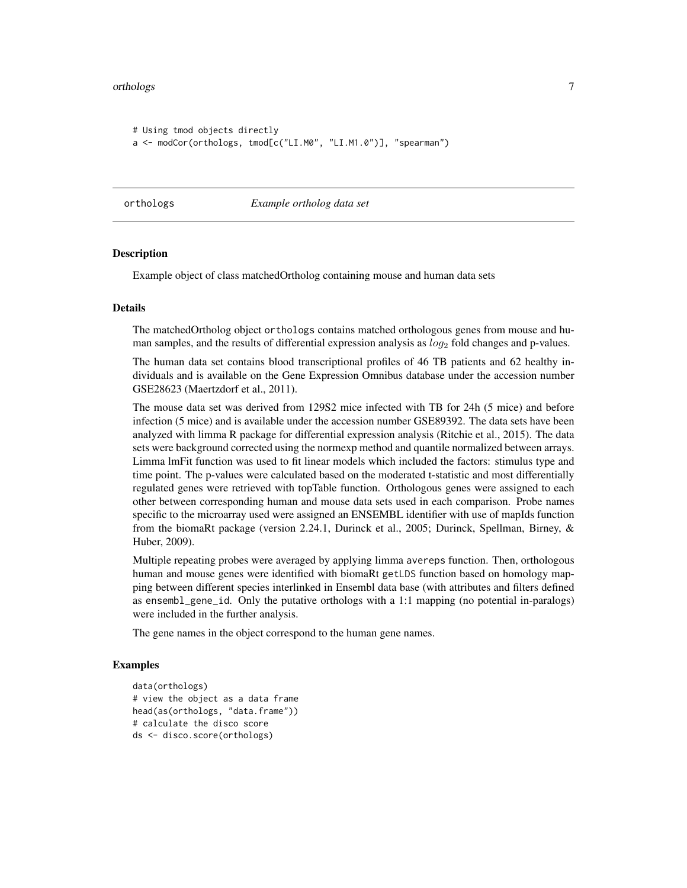```
# Using tmod objects directly
a <- modCor(orthologs, tmod[c("LI.M0", "LI.M1.0")], "spearman")
```

## orthologs — *Example ortholog data set*

### Description

Example object of class matchedOrtholog containing mouse and human data sets

### Details

The matchedOrtholog object `orthologs` contains matched orthologous genes from mouse and human samples, and the results of differential expression analysis as $log_2$ fold changes and p-values.

The human data set contains blood transcriptional profiles of 46 TB patients and 62 healthy individuals and is available on the Gene Expression Omnibus database under the accession number GSE28623 (Maertzdorf et al., 2011).

The mouse data set was derived from 129S2 mice infected with TB for 24h (5 mice) and before infection (5 mice) and is available under the accession number GSE89392. The data sets have been analyzed with limma R package for differential expression analysis (Ritchie et al., 2015). The data sets were background corrected using the normexp method and quantile normalized between arrays. Limma lmFit function was used to fit linear models which included the factors: stimulus type and time point. The p-values were calculated based on the moderated t-statistic and most differentially regulated genes were retrieved with topTable function. Orthologous genes were assigned to each other between corresponding human and mouse data sets used in each comparison. Probe names specific to the microarray used were assigned an ENSEMBL identifier with use of mapIds function from the biomaRt package (version 2.24.1, Durinck et al., 2005; Durinck, Spellman, Birney, & Huber, 2009).

Multiple repeating probes were averaged by applying limma `avereps` function. Then, orthologous human and mouse genes were identified with biomaRt `getLDS` function based on homology mapping between different species interlinked in Ensembl data base (with attributes and filters defined as `ensembl_gene_id`. Only the putative orthologs with a 1:1 mapping (no potential in-paralogs) were included in the further analysis.

The gene names in the object correspond to the human gene names.

### Examples

```
data(orthologs)
# view the object as a data frame
head(as(orthologs, "data.frame"))
# calculate the disco score
ds <- disco.score(orthologs)
```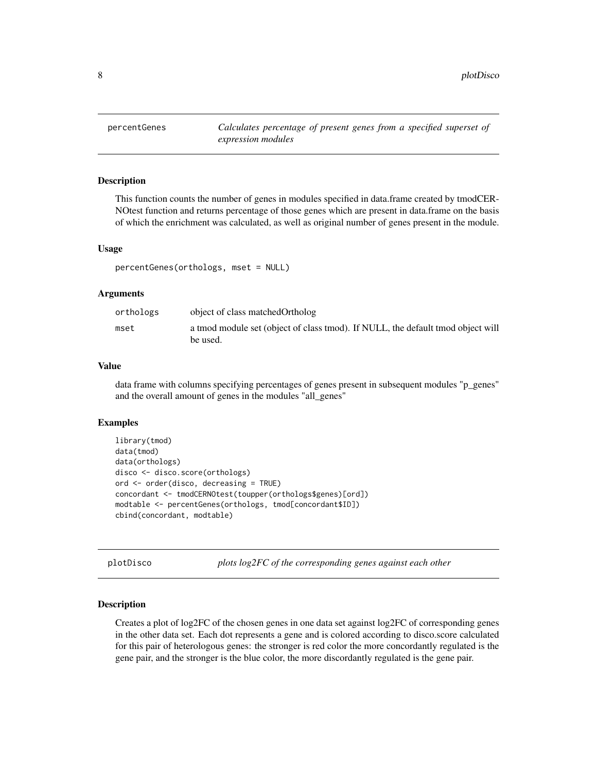## percentGenes

*Calculates percentage of present genes from a specified superset of expression modules*

### Description

This function counts the number of genes in modules specified in data.frame created by tmodCERNOtest function and returns percentage of those genes which are present in data.frame on the basis of which the enrichment was calculated, as well as original number of genes present in the module.

### Usage

```
percentGenes(orthologs, mset = NULL)
```

### Arguments

| | |
|---|---|
| orthologs | object of class matchedOrtholog |
| mset | a tmod module set (object of class tmod). If NULL, the default tmod object will be used. |

### Value

data frame with columns specifying percentages of genes present in subsequent modules "p_genes" and the overall amount of genes in the modules "all_genes"

### Examples

```
library(tmod)
data(tmod)
data(orthologs)
disco <- disco.score(orthologs)
ord <- order(disco, decreasing = TRUE)
concordant <- tmodCERNOtest(toupper(orthologs$genes)[ord])
modtable <- percentGenes(orthologs, tmod[concordant$ID])
cbind(concordant, modtable)
```

## plotDisco

*plots log2FC of the corresponding genes against each other*

### Description

Creates a plot of log2FC of the chosen genes in one data set against log2FC of corresponding genes in the other data set. Each dot represents a gene and is colored according to disco.score calculated for this pair of heterologous genes: the stronger is red color the more concordantly regulated is the gene pair, and the stronger is the blue color, the more discordantly regulated is the gene pair.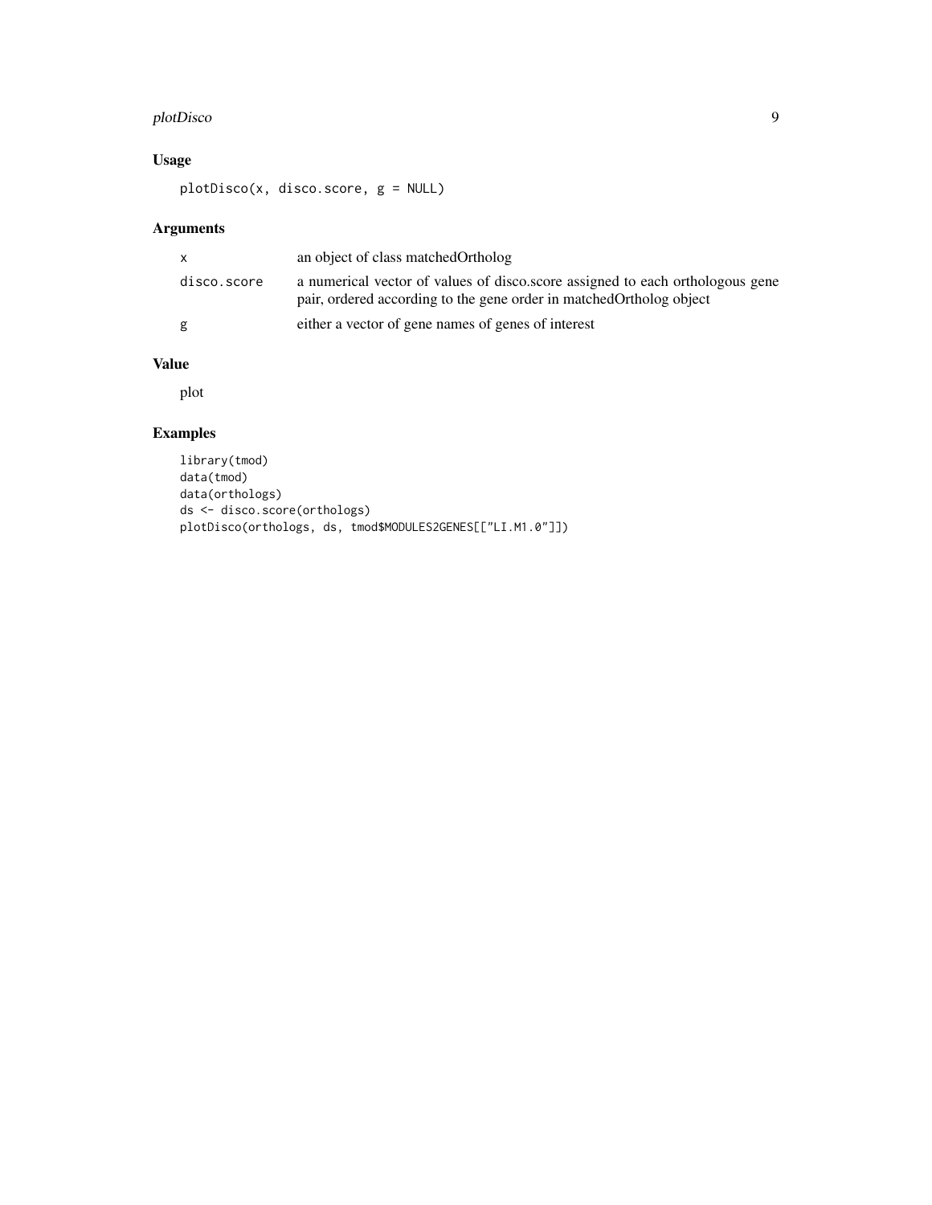## Usage

```
plotDisco(x, disco.score, g = NULL)
```

## Arguments

| | |
|---|---|
| x | an object of class matchedOrtholog |
| disco.score | a numerical vector of values of disco.score assigned to each orthologous gene pair, ordered according to the gene order in matchedOrtholog object |
| g | either a vector of gene names of genes of interest |

## Value

plot

## Examples

```
library(tmod)
data(tmod)
data(orthologs)
ds <- disco.score(orthologs)
plotDisco(orthologs, ds, tmod$MODULES2GENES[["LI.M1.0"]])
```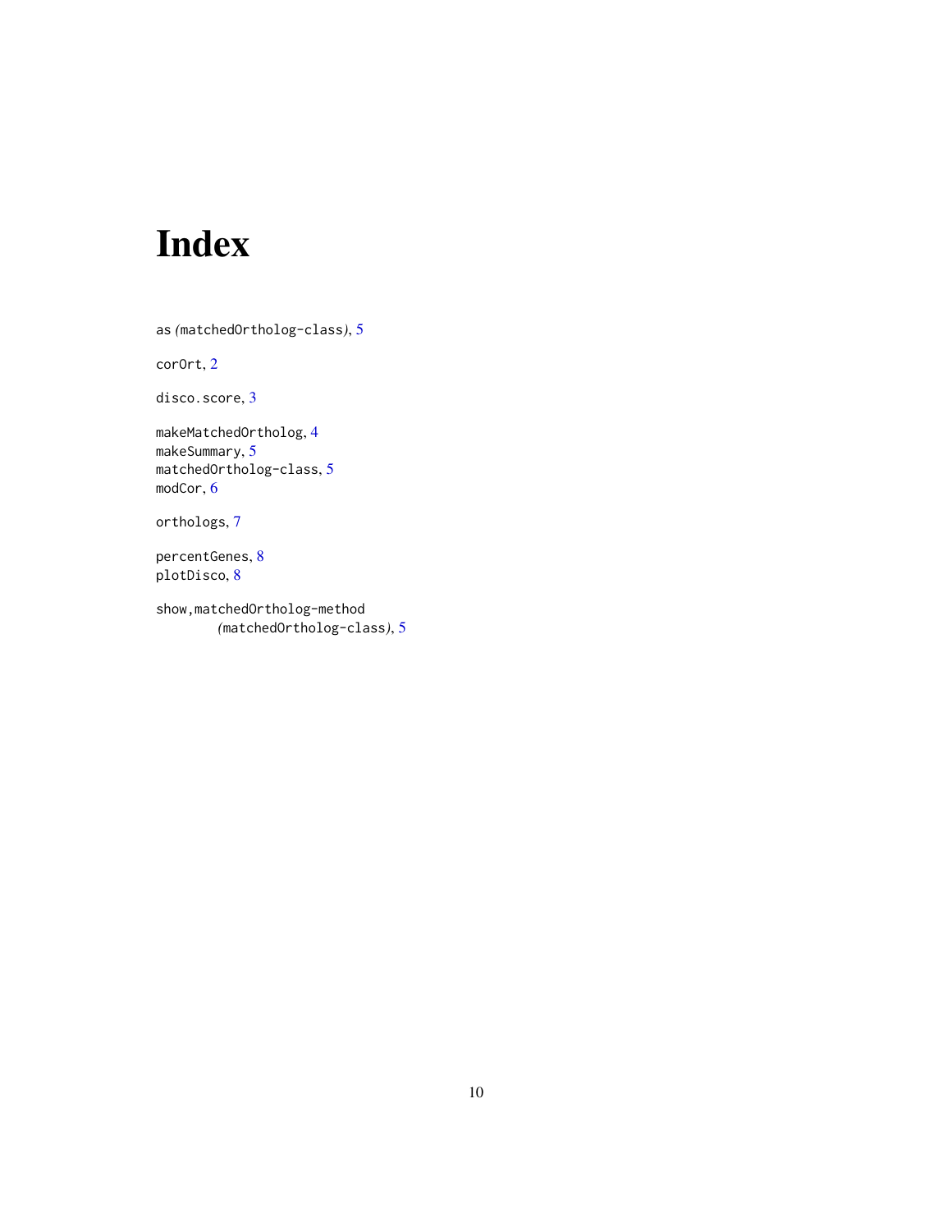# Index

as (matchedOrtholog-class), 5

corOrt, 2

disco.score, 3

makeMatchedOrtholog, 4
makeSummary, 5
matchedOrtholog-class, 5
modCor, 6

orthologs, 7

percentGenes, 8
plotDisco, 8

show,matchedOrtholog-method
        (matchedOrtholog-class), 5